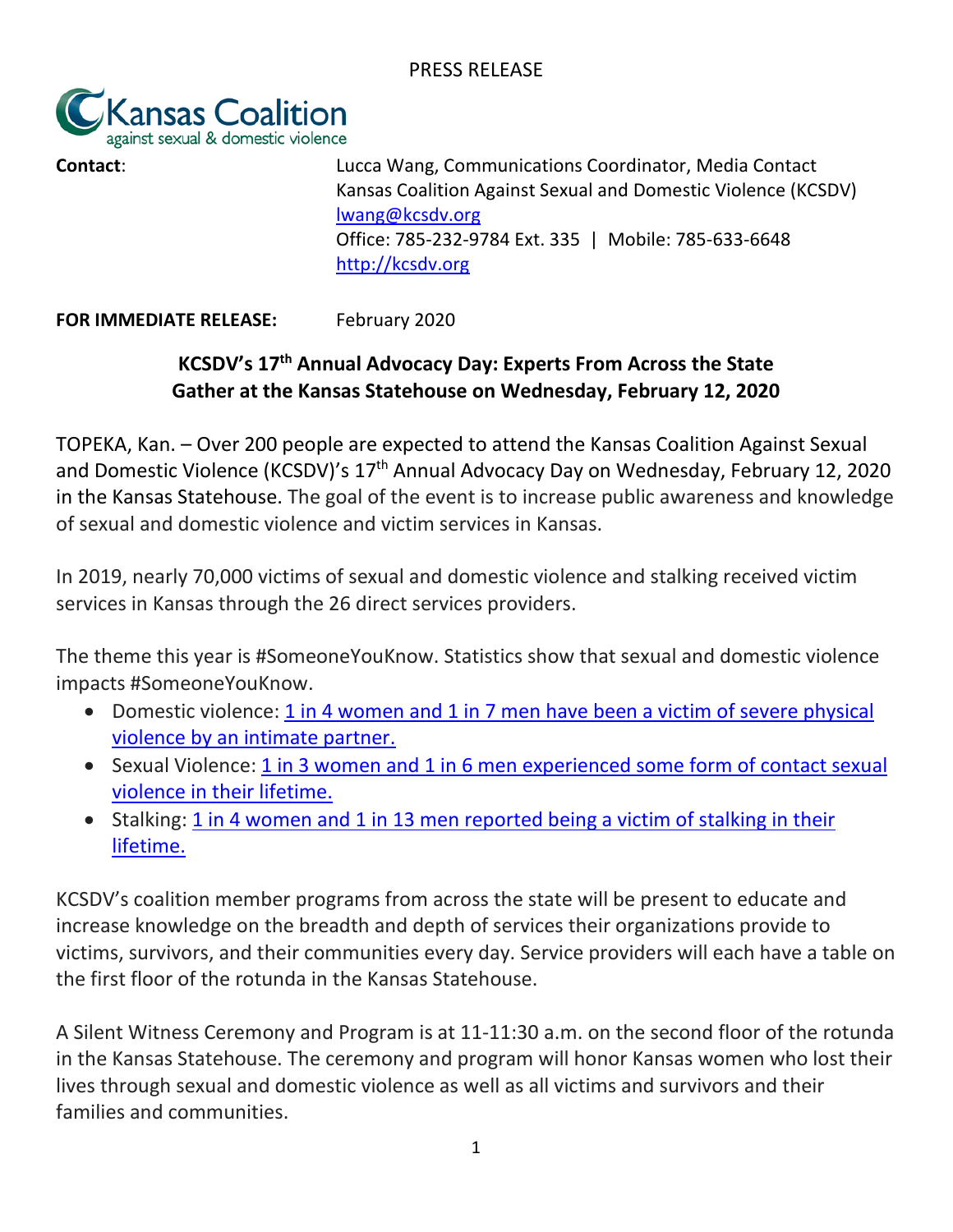PRESS RELEASE

Kansas Coalition against sexual & domestic violence

**Contact**: Lucca Wang, Communications Coordinator, Media Contact
Kansas Coalition Against Sexual and Domestic Violence (KCSDV)
lwang@kcsdv.org
Office: 785-232-9784 Ext. 335 | Mobile: 785-633-6648
http://kcsdv.org

**FOR IMMEDIATE RELEASE:** February 2020

## KCSDV's 17th Annual Advocacy Day: Experts From Across the State Gather at the Kansas Statehouse on Wednesday, February 12, 2020

TOPEKA, Kan. – Over 200 people are expected to attend the Kansas Coalition Against Sexual and Domestic Violence (KCSDV)'s 17th Annual Advocacy Day on Wednesday, February 12, 2020 in the Kansas Statehouse. The goal of the event is to increase public awareness and knowledge of sexual and domestic violence and victim services in Kansas.

In 2019, nearly 70,000 victims of sexual and domestic violence and stalking received victim services in Kansas through the 26 direct services providers.

The theme this year is #SomeoneYouKnow. Statistics show that sexual and domestic violence impacts #SomeoneYouKnow.

- Domestic violence: 1 in 4 women and 1 in 7 men have been a victim of severe physical violence by an intimate partner.
- Sexual Violence: 1 in 3 women and 1 in 6 men experienced some form of contact sexual violence in their lifetime.
- Stalking: 1 in 4 women and 1 in 13 men reported being a victim of stalking in their lifetime.

KCSDV's coalition member programs from across the state will be present to educate and increase knowledge on the breadth and depth of services their organizations provide to victims, survivors, and their communities every day. Service providers will each have a table on the first floor of the rotunda in the Kansas Statehouse.

A Silent Witness Ceremony and Program is at 11-11:30 a.m. on the second floor of the rotunda in the Kansas Statehouse. The ceremony and program will honor Kansas women who lost their lives through sexual and domestic violence as well as all victims and survivors and their families and communities.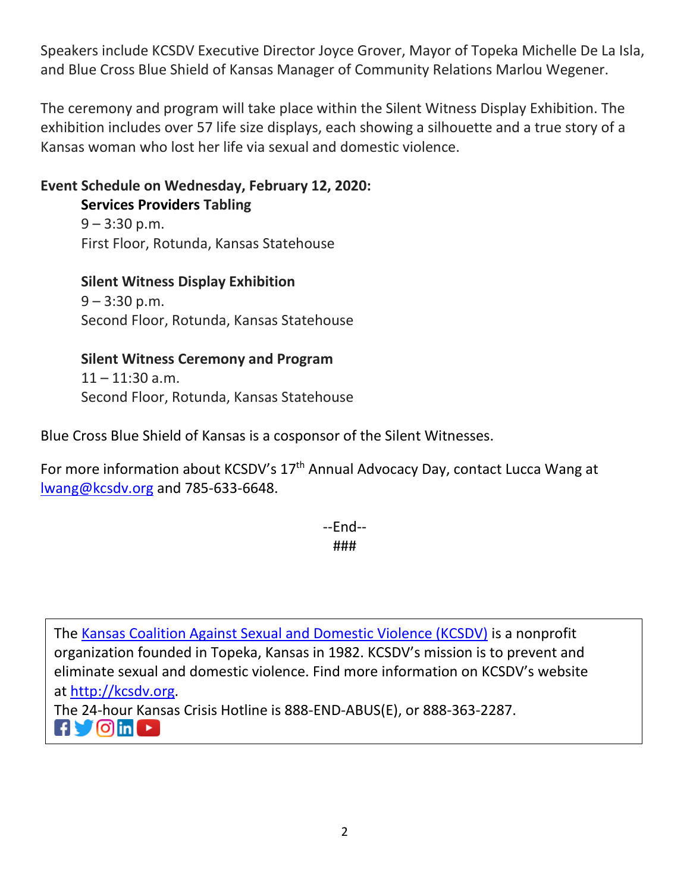Speakers include KCSDV Executive Director Joyce Grover, Mayor of Topeka Michelle De La Isla, and Blue Cross Blue Shield of Kansas Manager of Community Relations Marlou Wegener.

The ceremony and program will take place within the Silent Witness Display Exhibition. The exhibition includes over 57 life size displays, each showing a silhouette and a true story of a Kansas woman who lost her life via sexual and domestic violence.

**Event Schedule on Wednesday, February 12, 2020:**

**Services Providers Tabling**
9 – 3:30 p.m.
First Floor, Rotunda, Kansas Statehouse

**Silent Witness Display Exhibition**
9 – 3:30 p.m.
Second Floor, Rotunda, Kansas Statehouse

**Silent Witness Ceremony and Program**
11 – 11:30 a.m.
Second Floor, Rotunda, Kansas Statehouse

Blue Cross Blue Shield of Kansas is a cosponsor of the Silent Witnesses.

For more information about KCSDV's 17th Annual Advocacy Day, contact Lucca Wang at lwang@kcsdv.org and 785-633-6648.

--End--
###

The Kansas Coalition Against Sexual and Domestic Violence (KCSDV) is a nonprofit organization founded in Topeka, Kansas in 1982. KCSDV's mission is to prevent and eliminate sexual and domestic violence. Find more information on KCSDV's website at http://kcsdv.org.
The 24-hour Kansas Crisis Hotline is 888-END-ABUS(E), or 888-363-2287.